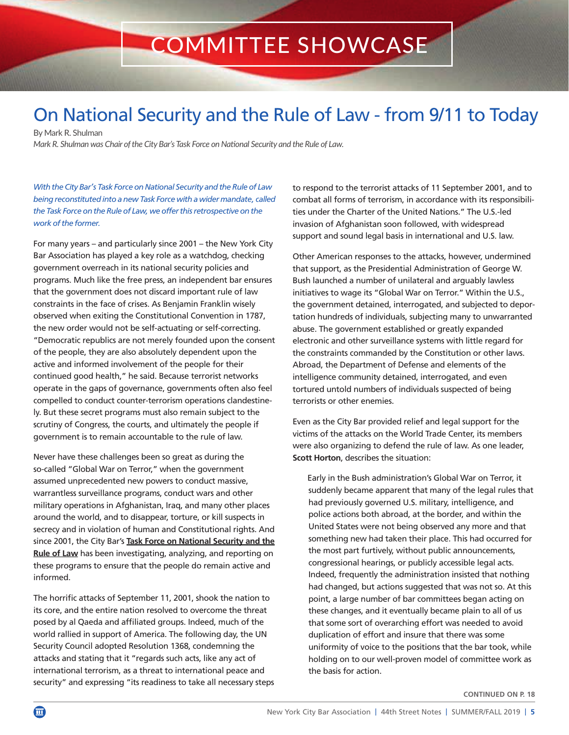# COMMITTEE SHOWCASE

## On National Security and the Rule of Law - from 9/11 to Today

By Mark R. Shulman

*Mark R. Shulman was Chair of the City Bar's Task Force on National Security and the Rule of Law.*

*With the City Bar's Task Force on National Security and the Rule of Law being reconstituted into a new Task Force with a wider mandate, called the Task Force on the Rule of Law, we offer this retrospective on the work of the former.*

For many years – and particularly since 2001 – the New York City Bar Association has played a key role as a watchdog, checking government overreach in its national security policies and programs. Much like the free press, an independent bar ensures that the government does not discard important rule of law constraints in the face of crises. As Benjamin Franklin wisely observed when exiting the Constitutional Convention in 1787, the new order would not be self-actuating or self-correcting. "Democratic republics are not merely founded upon the consent of the people, they are also absolutely dependent upon the active and informed involvement of the people for their continued good health," he said. Because terrorist networks operate in the gaps of governance, governments often also feel compelled to conduct counter-terrorism operations clandestinely. But these secret programs must also remain subject to the scrutiny of Congress, the courts, and ultimately the people if government is to remain accountable to the rule of law.

Never have these challenges been so great as during the so-called "Global War on Terror," when the government assumed unprecedented new powers to conduct massive, warrantless surveillance programs, conduct wars and other military operations in Afghanistan, Iraq, and many other places around the world, and to disappear, torture, or kill suspects in secrecy and in violation of human and Constitutional rights. And since 2001, the City Bar's **Task Force on National Security and the Rule of Law** has been investigating, analyzing, and reporting on these programs to ensure that the people do remain active and informed.

The horrific attacks of September 11, 2001, shook the nation to its core, and the entire nation resolved to overcome the threat posed by al Qaeda and affiliated groups. Indeed, much of the world rallied in support of America. The following day, the UN Security Council adopted Resolution 1368, condemning the attacks and stating that it "regards such acts, like any act of international terrorism, as a threat to international peace and security" and expressing "its readiness to take all necessary steps to respond to the terrorist attacks of 11 September 2001, and to combat all forms of terrorism, in accordance with its responsibilities under the Charter of the United Nations." The U.S.-led invasion of Afghanistan soon followed, with widespread support and sound legal basis in international and U.S. law.

Other American responses to the attacks, however, undermined that support, as the Presidential Administration of George W. Bush launched a number of unilateral and arguably lawless initiatives to wage its "Global War on Terror." Within the U.S., the government detained, interrogated, and subjected to deportation hundreds of individuals, subjecting many to unwarranted abuse. The government established or greatly expanded electronic and other surveillance systems with little regard for the constraints commanded by the Constitution or other laws. Abroad, the Department of Defense and elements of the intelligence community detained, interrogated, and even tortured untold numbers of individuals suspected of being terrorists or other enemies.

Even as the City Bar provided relief and legal support for the victims of the attacks on the World Trade Center, its members were also organizing to defend the rule of law. As one leader, **Scott Horton**, describes the situation:

> Early in the Bush administration's Global War on Terror, it suddenly became apparent that many of the legal rules that had previously governed U.S. military, intelligence, and police actions both abroad, at the border, and within the United States were not being observed any more and that something new had taken their place. This had occurred for the most part furtively, without public announcements, congressional hearings, or publicly accessible legal acts. Indeed, frequently the administration insisted that nothing had changed, but actions suggested that was not so. At this point, a large number of bar committees began acting on these changes, and it eventually became plain to all of us that some sort of overarching effort was needed to avoid duplication of effort and insure that there was some uniformity of voice to the positions that the bar took, while holding on to our well-proven model of committee work as the basis for action.

CONTINUED ON P. 18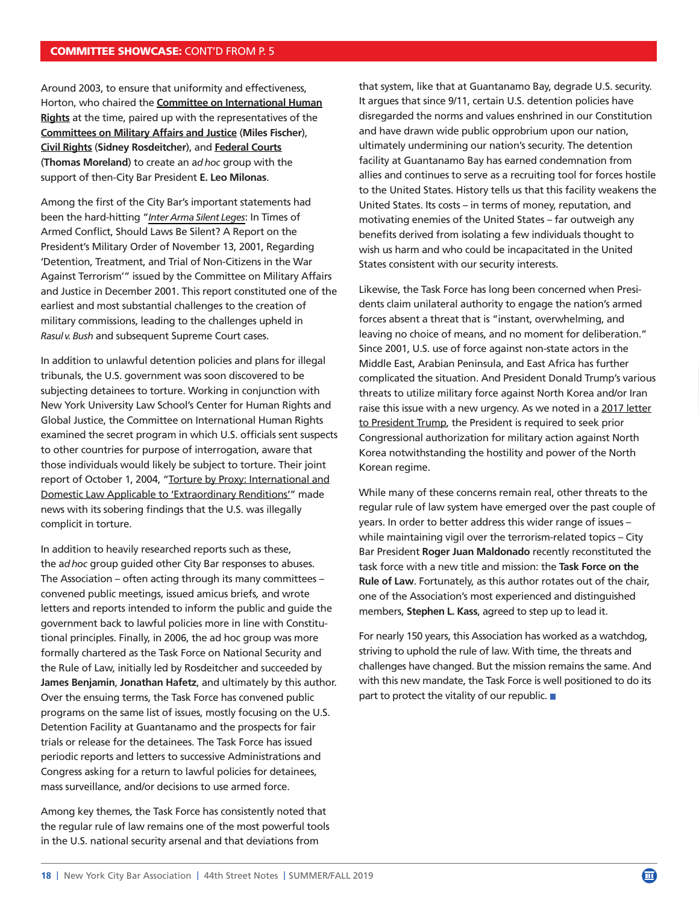**COMMITTEE SHOWCASE:** CONT'D FROM P. 5

Around 2003, to ensure that uniformity and effectiveness, Horton, who chaired the **Committee on International Human Rights** at the time, paired up with the representatives of the **Committees on Military Affairs and Justice** (**Miles Fischer**), **Civil Rights** (**Sidney Rosdeitcher**), and **Federal Courts** (**Thomas Moreland**) to create an *ad hoc* group with the support of then-City Bar President **E. Leo Milonas**.

Among the first of the City Bar's important statements had been the hard-hitting "*Inter Arma Silent Leges*: In Times of Armed Conflict, Should Laws Be Silent? A Report on the President's Military Order of November 13, 2001, Regarding 'Detention, Treatment, and Trial of Non-Citizens in the War Against Terrorism'" issued by the Committee on Military Affairs and Justice in December 2001. This report constituted one of the earliest and most substantial challenges to the creation of military commissions, leading to the challenges upheld in *Rasul v. Bush* and subsequent Supreme Court cases.

In addition to unlawful detention policies and plans for illegal tribunals, the U.S. government was soon discovered to be subjecting detainees to torture. Working in conjunction with New York University Law School's Center for Human Rights and Global Justice, the Committee on International Human Rights examined the secret program in which U.S. officials sent suspects to other countries for purpose of interrogation, aware that those individuals would likely be subject to torture. Their joint report of October 1, 2004, "Torture by Proxy: International and Domestic Law Applicable to 'Extraordinary Renditions'" made news with its sobering findings that the U.S. was illegally complicit in torture.

In addition to heavily researched reports such as these, the *ad hoc* group guided other City Bar responses to abuses. The Association – often acting through its many committees – convened public meetings, issued amicus briefs, and wrote letters and reports intended to inform the public and guide the government back to lawful policies more in line with Constitutional principles. Finally, in 2006, the ad hoc group was more formally chartered as the Task Force on National Security and the Rule of Law, initially led by Rosdeitcher and succeeded by **James Benjamin**, **Jonathan Hafetz**, and ultimately by this author. Over the ensuing terms, the Task Force has convened public programs on the same list of issues, mostly focusing on the U.S. Detention Facility at Guantanamo and the prospects for fair trials or release for the detainees. The Task Force has issued periodic reports and letters to successive Administrations and Congress asking for a return to lawful policies for detainees, mass surveillance, and/or decisions to use armed force.

Among key themes, the Task Force has consistently noted that the regular rule of law remains one of the most powerful tools in the U.S. national security arsenal and that deviations from that system, like that at Guantanamo Bay, degrade U.S. security. It argues that since 9/11, certain U.S. detention policies have disregarded the norms and values enshrined in our Constitution and have drawn wide public opprobrium upon our nation, ultimately undermining our nation's security. The detention facility at Guantanamo Bay has earned condemnation from allies and continues to serve as a recruiting tool for forces hostile to the United States. History tells us that this facility weakens the United States. Its costs – in terms of money, reputation, and motivating enemies of the United States – far outweigh any benefits derived from isolating a few individuals thought to wish us harm and who could be incapacitated in the United States consistent with our security interests.

Likewise, the Task Force has long been concerned when Presidents claim unilateral authority to engage the nation's armed forces absent a threat that is "instant, overwhelming, and leaving no choice of means, and no moment for deliberation." Since 2001, U.S. use of force against non-state actors in the Middle East, Arabian Peninsula, and East Africa has further complicated the situation. And President Donald Trump's various threats to utilize military force against North Korea and/or Iran raise this issue with a new urgency. As we noted in a 2017 letter to President Trump, the President is required to seek prior Congressional authorization for military action against North Korea notwithstanding the hostility and power of the North Korean regime.

While many of these concerns remain real, other threats to the regular rule of law system have emerged over the past couple of years. In order to better address this wider range of issues – while maintaining vigil over the terrorism-related topics – City Bar President **Roger Juan Maldonado** recently reconstituted the task force with a new title and mission: the **Task Force on the Rule of Law**. Fortunately, as this author rotates out of the chair, one of the Association's most experienced and distinguished members, **Stephen L. Kass**, agreed to step up to lead it.

For nearly 150 years, this Association has worked as a watchdog, striving to uphold the rule of law. With time, the threats and challenges have changed. But the mission remains the same. And with this new mandate, the Task Force is well positioned to do its part to protect the vitality of our republic.